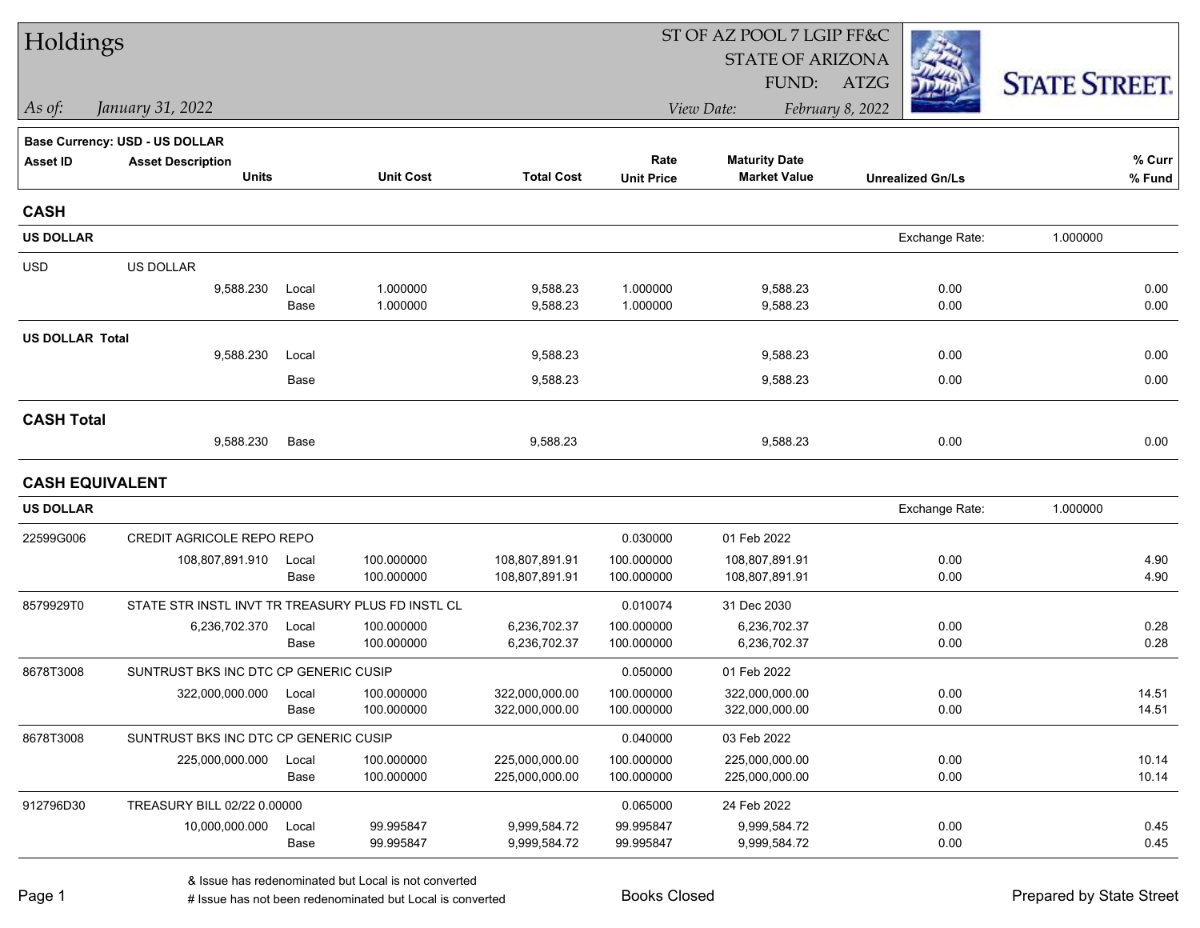# Holdings

ST OF AZ POOL 7 LGIP FF&C
STATE OF ARIZONA
FUND: ATZG

*As of:* *January 31, 2022*

*View Date:* *February 8, 2022*

STATE STREET.

**Base Currency: USD - US DOLLAR**

| Asset ID | Asset Description / Units | | Unit Cost | Total Cost | Rate / Unit Price | Maturity Date / Market Value | Unrealized Gn/Ls | % Curr / % Fund |
|---|---|---|---|---|---|---|---|---|
| **CASH** | | | | | | | | |
| **US DOLLAR** | | | | | | | Exchange Rate: | 1.000000 |
| USD | US DOLLAR | | | | | | | |
| | 9,588.230 | Local | 1.000000 | 9,588.23 | 1.000000 | 9,588.23 | 0.00 | 0.00 |
| | | Base | 1.000000 | 9,588.23 | 1.000000 | 9,588.23 | 0.00 | 0.00 |
| **US DOLLAR Total** | | | | | | | | |
| | 9,588.230 | Local | | 9,588.23 | | 9,588.23 | 0.00 | 0.00 |
| | | Base | | 9,588.23 | | 9,588.23 | 0.00 | 0.00 |
| **CASH Total** | | | | | | | | |
| | 9,588.230 | Base | | 9,588.23 | | 9,588.23 | 0.00 | 0.00 |
| **CASH EQUIVALENT** | | | | | | | | |
| **US DOLLAR** | | | | | | | Exchange Rate: | 1.000000 |
| 22599G006 | CREDIT AGRICOLE REPO REPO | | | | 0.030000 | 01 Feb 2022 | | |
| | 108,807,891.910 | Local | 100.000000 | 108,807,891.91 | 100.000000 | 108,807,891.91 | 0.00 | 4.90 |
| | | Base | 100.000000 | 108,807,891.91 | 100.000000 | 108,807,891.91 | 0.00 | 4.90 |
| 8579929T0 | STATE STR INSTL INVT TR TREASURY PLUS FD INSTL CL | | | | 0.010074 | 31 Dec 2030 | | |
| | 6,236,702.370 | Local | 100.000000 | 6,236,702.37 | 100.000000 | 6,236,702.37 | 0.00 | 0.28 |
| | | Base | 100.000000 | 6,236,702.37 | 100.000000 | 6,236,702.37 | 0.00 | 0.28 |
| 8678T3008 | SUNTRUST BKS INC DTC CP GENERIC CUSIP | | | | 0.050000 | 01 Feb 2022 | | |
| | 322,000,000.000 | Local | 100.000000 | 322,000,000.00 | 100.000000 | 322,000,000.00 | 0.00 | 14.51 |
| | | Base | 100.000000 | 322,000,000.00 | 100.000000 | 322,000,000.00 | 0.00 | 14.51 |
| 8678T3008 | SUNTRUST BKS INC DTC CP GENERIC CUSIP | | | | 0.040000 | 03 Feb 2022 | | |
| | 225,000,000.000 | Local | 100.000000 | 225,000,000.00 | 100.000000 | 225,000,000.00 | 0.00 | 10.14 |
| | | Base | 100.000000 | 225,000,000.00 | 100.000000 | 225,000,000.00 | 0.00 | 10.14 |
| 912796D30 | TREASURY BILL 02/22 0.00000 | | | | 0.065000 | 24 Feb 2022 | | |
| | 10,000,000.000 | Local | 99.995847 | 9,999,584.72 | 99.995847 | 9,999,584.72 | 0.00 | 0.45 |
| | | Base | 99.995847 | 9,999,584.72 | 99.995847 | 9,999,584.72 | 0.00 | 0.45 |

& Issue has redenominated but Local is not converted
# Issue has not been redenominated but Local is converted

Books Closed

Prepared by State Street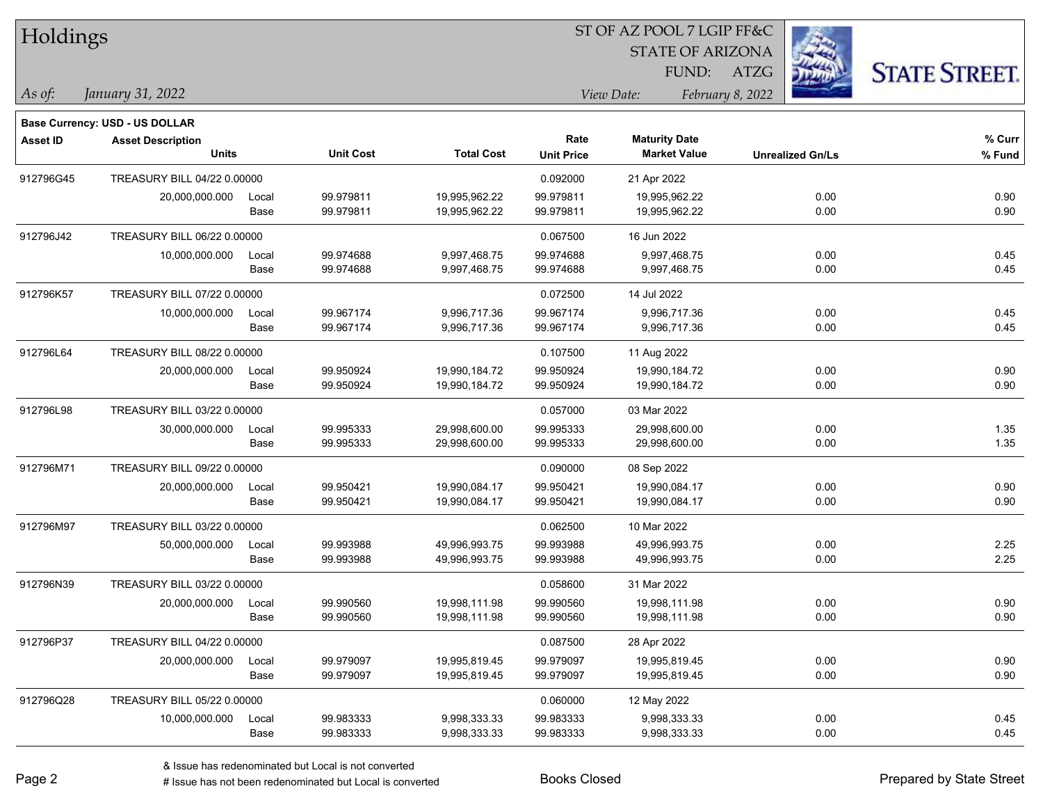# Holdings

ST OF AZ POOL 7 LGIP FF&C
STATE OF ARIZONA
FUND: ATZG

*As of:* *January 31, 2022*

*View Date:* *February 8, 2022*

**Base Currency: USD - US DOLLAR**

| Asset ID | Asset Description / Units | | Unit Cost | Total Cost | Rate / Unit Price | Maturity Date / Market Value | Unrealized Gn/Ls | % Curr / % Fund |
|---|---|---|---|---|---|---|---|---|
| 912796G45 | TREASURY BILL 04/22 0.00000 | | | | 0.092000 | 21 Apr 2022 | | |
| | 20,000,000.000 | Local | 99.979811 | 19,995,962.22 | 99.979811 | 19,995,962.22 | 0.00 | 0.90 |
| | | Base | 99.979811 | 19,995,962.22 | 99.979811 | 19,995,962.22 | 0.00 | 0.90 |
| 912796J42 | TREASURY BILL 06/22 0.00000 | | | | 0.067500 | 16 Jun 2022 | | |
| | 10,000,000.000 | Local | 99.974688 | 9,997,468.75 | 99.974688 | 9,997,468.75 | 0.00 | 0.45 |
| | | Base | 99.974688 | 9,997,468.75 | 99.974688 | 9,997,468.75 | 0.00 | 0.45 |
| 912796K57 | TREASURY BILL 07/22 0.00000 | | | | 0.072500 | 14 Jul 2022 | | |
| | 10,000,000.000 | Local | 99.967174 | 9,996,717.36 | 99.967174 | 9,996,717.36 | 0.00 | 0.45 |
| | | Base | 99.967174 | 9,996,717.36 | 99.967174 | 9,996,717.36 | 0.00 | 0.45 |
| 912796L64 | TREASURY BILL 08/22 0.00000 | | | | 0.107500 | 11 Aug 2022 | | |
| | 20,000,000.000 | Local | 99.950924 | 19,990,184.72 | 99.950924 | 19,990,184.72 | 0.00 | 0.90 |
| | | Base | 99.950924 | 19,990,184.72 | 99.950924 | 19,990,184.72 | 0.00 | 0.90 |
| 912796L98 | TREASURY BILL 03/22 0.00000 | | | | 0.057000 | 03 Mar 2022 | | |
| | 30,000,000.000 | Local | 99.995333 | 29,998,600.00 | 99.995333 | 29,998,600.00 | 0.00 | 1.35 |
| | | Base | 99.995333 | 29,998,600.00 | 99.995333 | 29,998,600.00 | 0.00 | 1.35 |
| 912796M71 | TREASURY BILL 09/22 0.00000 | | | | 0.090000 | 08 Sep 2022 | | |
| | 20,000,000.000 | Local | 99.950421 | 19,990,084.17 | 99.950421 | 19,990,084.17 | 0.00 | 0.90 |
| | | Base | 99.950421 | 19,990,084.17 | 99.950421 | 19,990,084.17 | 0.00 | 0.90 |
| 912796M97 | TREASURY BILL 03/22 0.00000 | | | | 0.062500 | 10 Mar 2022 | | |
| | 50,000,000.000 | Local | 99.993988 | 49,996,993.75 | 99.993988 | 49,996,993.75 | 0.00 | 2.25 |
| | | Base | 99.993988 | 49,996,993.75 | 99.993988 | 49,996,993.75 | 0.00 | 2.25 |
| 912796N39 | TREASURY BILL 03/22 0.00000 | | | | 0.058600 | 31 Mar 2022 | | |
| | 20,000,000.000 | Local | 99.990560 | 19,998,111.98 | 99.990560 | 19,998,111.98 | 0.00 | 0.90 |
| | | Base | 99.990560 | 19,998,111.98 | 99.990560 | 19,998,111.98 | 0.00 | 0.90 |
| 912796P37 | TREASURY BILL 04/22 0.00000 | | | | 0.087500 | 28 Apr 2022 | | |
| | 20,000,000.000 | Local | 99.979097 | 19,995,819.45 | 99.979097 | 19,995,819.45 | 0.00 | 0.90 |
| | | Base | 99.979097 | 19,995,819.45 | 99.979097 | 19,995,819.45 | 0.00 | 0.90 |
| 912796Q28 | TREASURY BILL 05/22 0.00000 | | | | 0.060000 | 12 May 2022 | | |
| | 10,000,000.000 | Local | 99.983333 | 9,998,333.33 | 99.983333 | 9,998,333.33 | 0.00 | 0.45 |
| | | Base | 99.983333 | 9,998,333.33 | 99.983333 | 9,998,333.33 | 0.00 | 0.45 |

& Issue has redenominated but Local is not converted
# Issue has not been redenominated but Local is converted

Books Closed

Prepared by State Street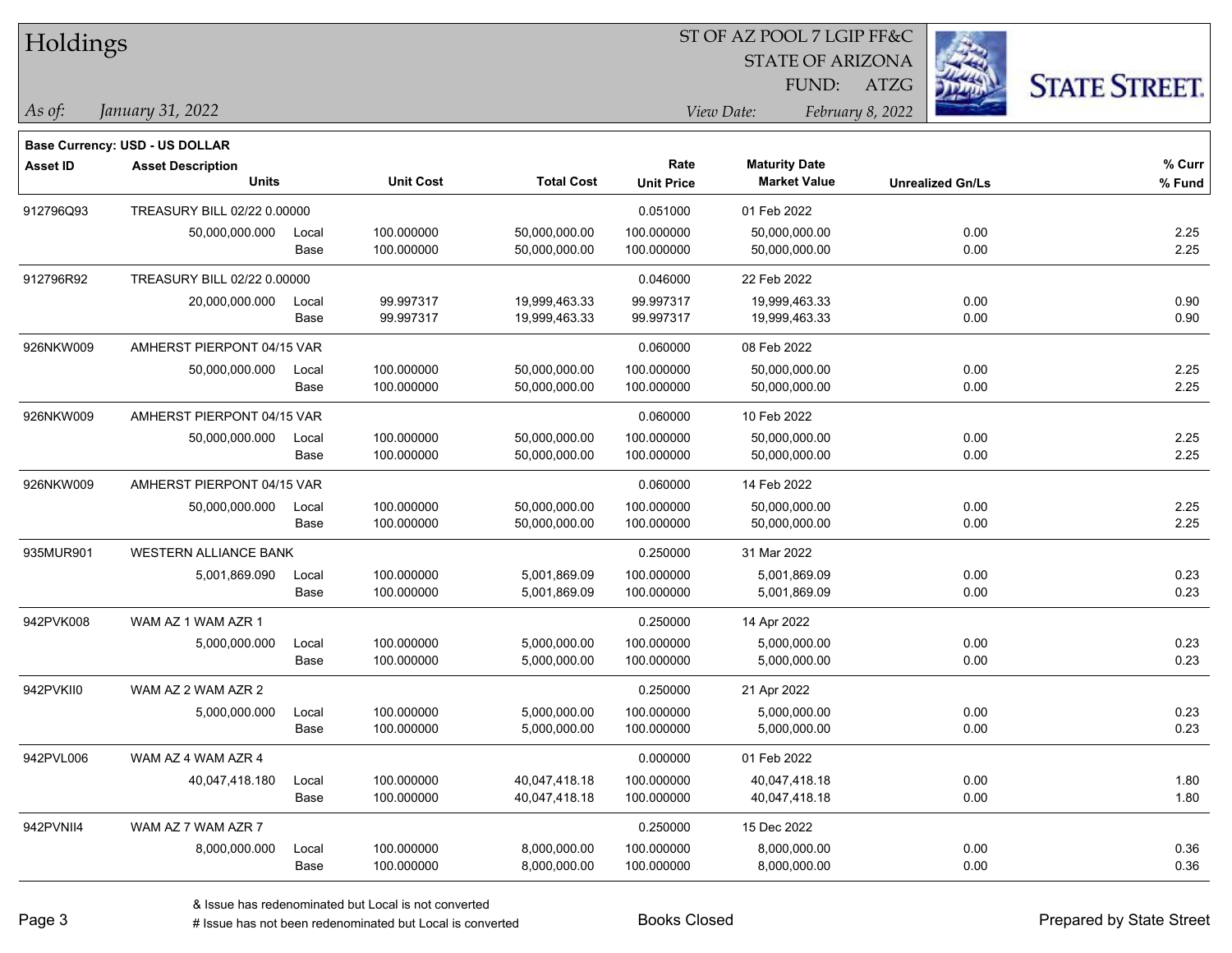# Holdings

ST OF AZ POOL 7 LGIP FF&C
STATE OF ARIZONA
FUND: ATZG

*As of:* *January 31, 2022*
*View Date:* *February 8, 2022*

**Base Currency: USD - US DOLLAR**

| Asset ID | Asset Description / Units | | Unit Cost | Total Cost | Rate / Unit Price | Maturity Date / Market Value | Unrealized Gn/Ls | % Curr / % Fund |
|---|---|---|---|---|---|---|---|---|
| 912796Q93 | TREASURY BILL 02/22 0.00000 | | | | 0.051000 | 01 Feb 2022 | | |
| | 50,000,000.000 | Local | 100.000000 | 50,000,000.00 | 100.000000 | 50,000,000.00 | 0.00 | 2.25 |
| | | Base | 100.000000 | 50,000,000.00 | 100.000000 | 50,000,000.00 | 0.00 | 2.25 |
| 912796R92 | TREASURY BILL 02/22 0.00000 | | | | 0.046000 | 22 Feb 2022 | | |
| | 20,000,000.000 | Local | 99.997317 | 19,999,463.33 | 99.997317 | 19,999,463.33 | 0.00 | 0.90 |
| | | Base | 99.997317 | 19,999,463.33 | 99.997317 | 19,999,463.33 | 0.00 | 0.90 |
| 926NKW009 | AMHERST PIERPONT 04/15 VAR | | | | 0.060000 | 08 Feb 2022 | | |
| | 50,000,000.000 | Local | 100.000000 | 50,000,000.00 | 100.000000 | 50,000,000.00 | 0.00 | 2.25 |
| | | Base | 100.000000 | 50,000,000.00 | 100.000000 | 50,000,000.00 | 0.00 | 2.25 |
| 926NKW009 | AMHERST PIERPONT 04/15 VAR | | | | 0.060000 | 10 Feb 2022 | | |
| | 50,000,000.000 | Local | 100.000000 | 50,000,000.00 | 100.000000 | 50,000,000.00 | 0.00 | 2.25 |
| | | Base | 100.000000 | 50,000,000.00 | 100.000000 | 50,000,000.00 | 0.00 | 2.25 |
| 926NKW009 | AMHERST PIERPONT 04/15 VAR | | | | 0.060000 | 14 Feb 2022 | | |
| | 50,000,000.000 | Local | 100.000000 | 50,000,000.00 | 100.000000 | 50,000,000.00 | 0.00 | 2.25 |
| | | Base | 100.000000 | 50,000,000.00 | 100.000000 | 50,000,000.00 | 0.00 | 2.25 |
| 935MUR901 | WESTERN ALLIANCE BANK | | | | 0.250000 | 31 Mar 2022 | | |
| | 5,001,869.090 | Local | 100.000000 | 5,001,869.09 | 100.000000 | 5,001,869.09 | 0.00 | 0.23 |
| | | Base | 100.000000 | 5,001,869.09 | 100.000000 | 5,001,869.09 | 0.00 | 0.23 |
| 942PVK008 | WAM AZ 1 WAM AZR 1 | | | | 0.250000 | 14 Apr 2022 | | |
| | 5,000,000.000 | Local | 100.000000 | 5,000,000.00 | 100.000000 | 5,000,000.00 | 0.00 | 0.23 |
| | | Base | 100.000000 | 5,000,000.00 | 100.000000 | 5,000,000.00 | 0.00 | 0.23 |
| 942PVKII0 | WAM AZ 2 WAM AZR 2 | | | | 0.250000 | 21 Apr 2022 | | |
| | 5,000,000.000 | Local | 100.000000 | 5,000,000.00 | 100.000000 | 5,000,000.00 | 0.00 | 0.23 |
| | | Base | 100.000000 | 5,000,000.00 | 100.000000 | 5,000,000.00 | 0.00 | 0.23 |
| 942PVL006 | WAM AZ 4 WAM AZR 4 | | | | 0.000000 | 01 Feb 2022 | | |
| | 40,047,418.180 | Local | 100.000000 | 40,047,418.18 | 100.000000 | 40,047,418.18 | 0.00 | 1.80 |
| | | Base | 100.000000 | 40,047,418.18 | 100.000000 | 40,047,418.18 | 0.00 | 1.80 |
| 942PVNII4 | WAM AZ 7 WAM AZR 7 | | | | 0.250000 | 15 Dec 2022 | | |
| | 8,000,000.000 | Local | 100.000000 | 8,000,000.00 | 100.000000 | 8,000,000.00 | 0.00 | 0.36 |
| | | Base | 100.000000 | 8,000,000.00 | 100.000000 | 8,000,000.00 | 0.00 | 0.36 |

& Issue has redenominated but Local is not converted
# Issue has not been redenominated but Local is converted

Books Closed

Prepared by State Street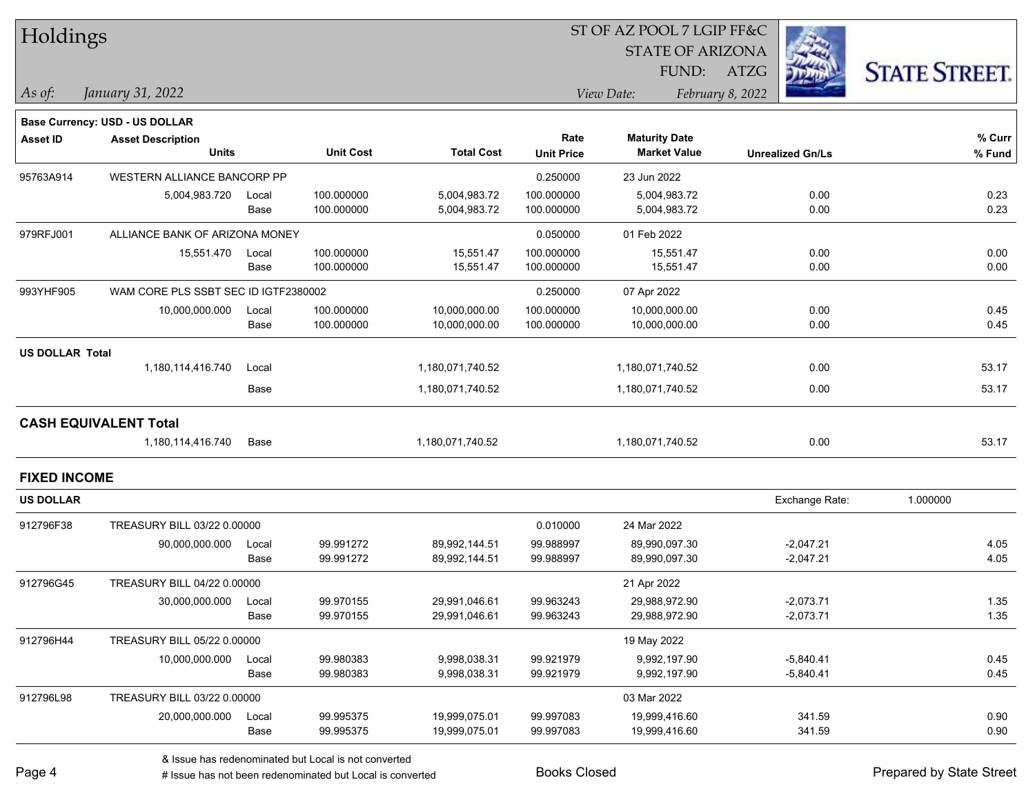# Holdings

ST OF AZ POOL 7 LGIP FF&C
STATE OF ARIZONA
FUND: ATZG

*As of:* *January 31, 2022*

*View Date:* *February 8, 2022*

**Base Currency: USD - US DOLLAR**

| Asset ID | Asset Description / Units | | Unit Cost | Total Cost | Rate / Unit Price | Maturity Date / Market Value | Unrealized Gn/Ls | % Curr / % Fund |
|---|---|---|---|---|---|---|---|---|
| 95763A914 | WESTERN ALLIANCE BANCORP PP | | | | 0.250000 | 23 Jun 2022 | | |
| | 5,004,983.720 | Local | 100.000000 | 5,004,983.72 | 100.000000 | 5,004,983.72 | 0.00 | 0.23 |
| | | Base | 100.000000 | 5,004,983.72 | 100.000000 | 5,004,983.72 | 0.00 | 0.23 |
| 979RFJ001 | ALLIANCE BANK OF ARIZONA MONEY | | | | 0.050000 | 01 Feb 2022 | | |
| | 15,551.470 | Local | 100.000000 | 15,551.47 | 100.000000 | 15,551.47 | 0.00 | 0.00 |
| | | Base | 100.000000 | 15,551.47 | 100.000000 | 15,551.47 | 0.00 | 0.00 |
| 993YHF905 | WAM CORE PLS SSBT SEC ID IGTF2380002 | | | | 0.250000 | 07 Apr 2022 | | |
| | 10,000,000.000 | Local | 100.000000 | 10,000,000.00 | 100.000000 | 10,000,000.00 | 0.00 | 0.45 |
| | | Base | 100.000000 | 10,000,000.00 | 100.000000 | 10,000,000.00 | 0.00 | 0.45 |
| **US DOLLAR Total** | | | | | | | | |
| | 1,180,114,416.740 | Local | | 1,180,071,740.52 | | 1,180,071,740.52 | 0.00 | 53.17 |
| | | Base | | 1,180,071,740.52 | | 1,180,071,740.52 | 0.00 | 53.17 |

## CASH EQUIVALENT Total

| | Units | | Total Cost | Market Value | Unrealized Gn/Ls | % Fund |
|---|---|---|---|---|---|---|
| | 1,180,114,416.740 | Base | 1,180,071,740.52 | 1,180,071,740.52 | 0.00 | 53.17 |

## FIXED INCOME

**US DOLLAR** — Exchange Rate: 1.000000

| Asset ID | Asset Description / Units | | Unit Cost | Total Cost | Rate / Unit Price | Maturity Date / Market Value | Unrealized Gn/Ls | % Curr / % Fund |
|---|---|---|---|---|---|---|---|---|
| 912796F38 | TREASURY BILL 03/22 0.00000 | | | | 0.010000 | 24 Mar 2022 | | |
| | 90,000,000.000 | Local | 99.991272 | 89,992,144.51 | 99.988997 | 89,990,097.30 | -2,047.21 | 4.05 |
| | | Base | 99.991272 | 89,992,144.51 | 99.988997 | 89,990,097.30 | -2,047.21 | 4.05 |
| 912796G45 | TREASURY BILL 04/22 0.00000 | | | | | 21 Apr 2022 | | |
| | 30,000,000.000 | Local | 99.970155 | 29,991,046.61 | 99.963243 | 29,988,972.90 | -2,073.71 | 1.35 |
| | | Base | 99.970155 | 29,991,046.61 | 99.963243 | 29,988,972.90 | -2,073.71 | 1.35 |
| 912796H44 | TREASURY BILL 05/22 0.00000 | | | | | 19 May 2022 | | |
| | 10,000,000.000 | Local | 99.980383 | 9,998,038.31 | 99.921979 | 9,992,197.90 | -5,840.41 | 0.45 |
| | | Base | 99.980383 | 9,998,038.31 | 99.921979 | 9,992,197.90 | -5,840.41 | 0.45 |
| 912796L98 | TREASURY BILL 03/22 0.00000 | | | | | 03 Mar 2022 | | |
| | 20,000,000.000 | Local | 99.995375 | 19,999,075.01 | 99.997083 | 19,999,416.60 | 341.59 | 0.90 |
| | | Base | 99.995375 | 19,999,075.01 | 99.997083 | 19,999,416.60 | 341.59 | 0.90 |

& Issue has redenominated but Local is not converted
# Issue has not been redenominated but Local is converted

Books Closed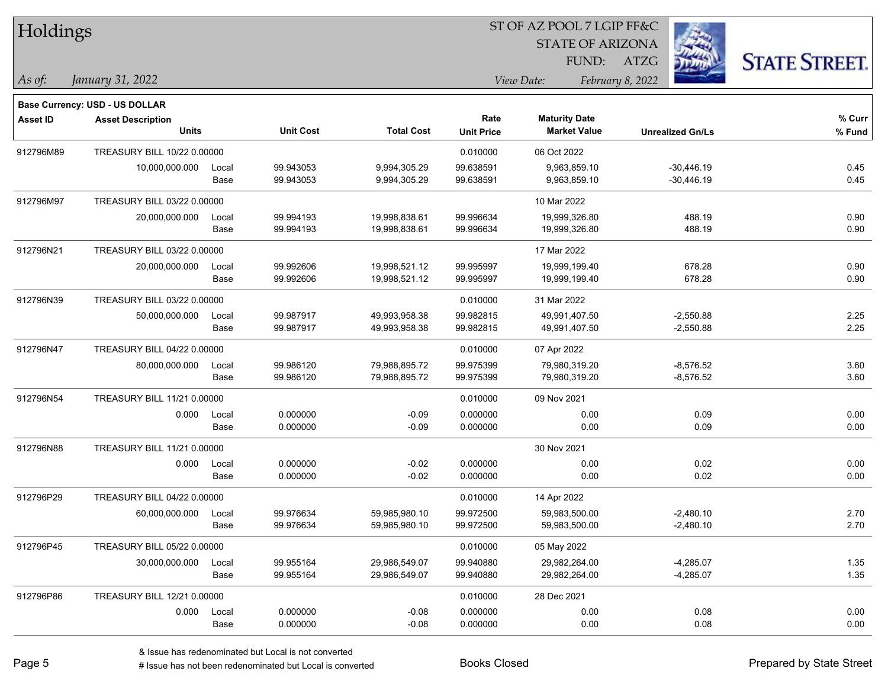# Holdings

ST OF AZ POOL 7 LGIP FF&C
STATE OF ARIZONA
FUND: ATZG

*As of: January 31, 2022*

*View Date: February 8, 2022*

**Base Currency: USD - US DOLLAR**

| Asset ID | Asset Description / Units | | Unit Cost | Total Cost | Rate / Unit Price | Maturity Date / Market Value | Unrealized Gn/Ls | % Curr / % Fund |
|---|---|---|---|---|---|---|---|---|
| 912796M89 | TREASURY BILL 10/22 0.00000 | | | | 0.010000 | 06 Oct 2022 | | |
| | 10,000,000.000 | Local | 99.943053 | 9,994,305.29 | 99.638591 | 9,963,859.10 | -30,446.19 | 0.45 |
| | | Base | 99.943053 | 9,994,305.29 | 99.638591 | 9,963,859.10 | -30,446.19 | 0.45 |
| 912796M97 | TREASURY BILL 03/22 0.00000 | | | | | 10 Mar 2022 | | |
| | 20,000,000.000 | Local | 99.994193 | 19,998,838.61 | 99.996634 | 19,999,326.80 | 488.19 | 0.90 |
| | | Base | 99.994193 | 19,998,838.61 | 99.996634 | 19,999,326.80 | 488.19 | 0.90 |
| 912796N21 | TREASURY BILL 03/22 0.00000 | | | | | 17 Mar 2022 | | |
| | 20,000,000.000 | Local | 99.992606 | 19,998,521.12 | 99.995997 | 19,999,199.40 | 678.28 | 0.90 |
| | | Base | 99.992606 | 19,998,521.12 | 99.995997 | 19,999,199.40 | 678.28 | 0.90 |
| 912796N39 | TREASURY BILL 03/22 0.00000 | | | | 0.010000 | 31 Mar 2022 | | |
| | 50,000,000.000 | Local | 99.987917 | 49,993,958.38 | 99.982815 | 49,991,407.50 | -2,550.88 | 2.25 |
| | | Base | 99.987917 | 49,993,958.38 | 99.982815 | 49,991,407.50 | -2,550.88 | 2.25 |
| 912796N47 | TREASURY BILL 04/22 0.00000 | | | | 0.010000 | 07 Apr 2022 | | |
| | 80,000,000.000 | Local | 99.986120 | 79,988,895.72 | 99.975399 | 79,980,319.20 | -8,576.52 | 3.60 |
| | | Base | 99.986120 | 79,988,895.72 | 99.975399 | 79,980,319.20 | -8,576.52 | 3.60 |
| 912796N54 | TREASURY BILL 11/21 0.00000 | | | | 0.010000 | 09 Nov 2021 | | |
| | 0.000 | Local | 0.000000 | -0.09 | 0.000000 | 0.00 | 0.09 | 0.00 |
| | | Base | 0.000000 | -0.09 | 0.000000 | 0.00 | 0.09 | 0.00 |
| 912796N88 | TREASURY BILL 11/21 0.00000 | | | | 0.010000 | 30 Nov 2021 | | |
| | 0.000 | Local | 0.000000 | -0.02 | 0.000000 | 0.00 | 0.02 | 0.00 |
| | | Base | 0.000000 | -0.02 | 0.000000 | 0.00 | 0.02 | 0.00 |
| 912796P29 | TREASURY BILL 04/22 0.00000 | | | | 0.010000 | 14 Apr 2022 | | |
| | 60,000,000.000 | Local | 99.976634 | 59,985,980.10 | 99.972500 | 59,983,500.00 | -2,480.10 | 2.70 |
| | | Base | 99.976634 | 59,985,980.10 | 99.972500 | 59,983,500.00 | -2,480.10 | 2.70 |
| 912796P45 | TREASURY BILL 05/22 0.00000 | | | | 0.010000 | 05 May 2022 | | |
| | 30,000,000.000 | Local | 99.955164 | 29,986,549.07 | 99.940880 | 29,982,264.00 | -4,285.07 | 1.35 |
| | | Base | 99.955164 | 29,986,549.07 | 99.940880 | 29,982,264.00 | -4,285.07 | 1.35 |
| 912796P86 | TREASURY BILL 12/21 0.00000 | | | | 0.010000 | 28 Dec 2021 | | |
| | 0.000 | Local | 0.000000 | -0.08 | 0.000000 | 0.00 | 0.08 | 0.00 |
| | | Base | 0.000000 | -0.08 | 0.000000 | 0.00 | 0.08 | 0.00 |

& Issue has redenominated but Local is not converted

# Issue has not been redenominated but Local is converted

Books Closed

Prepared by State Street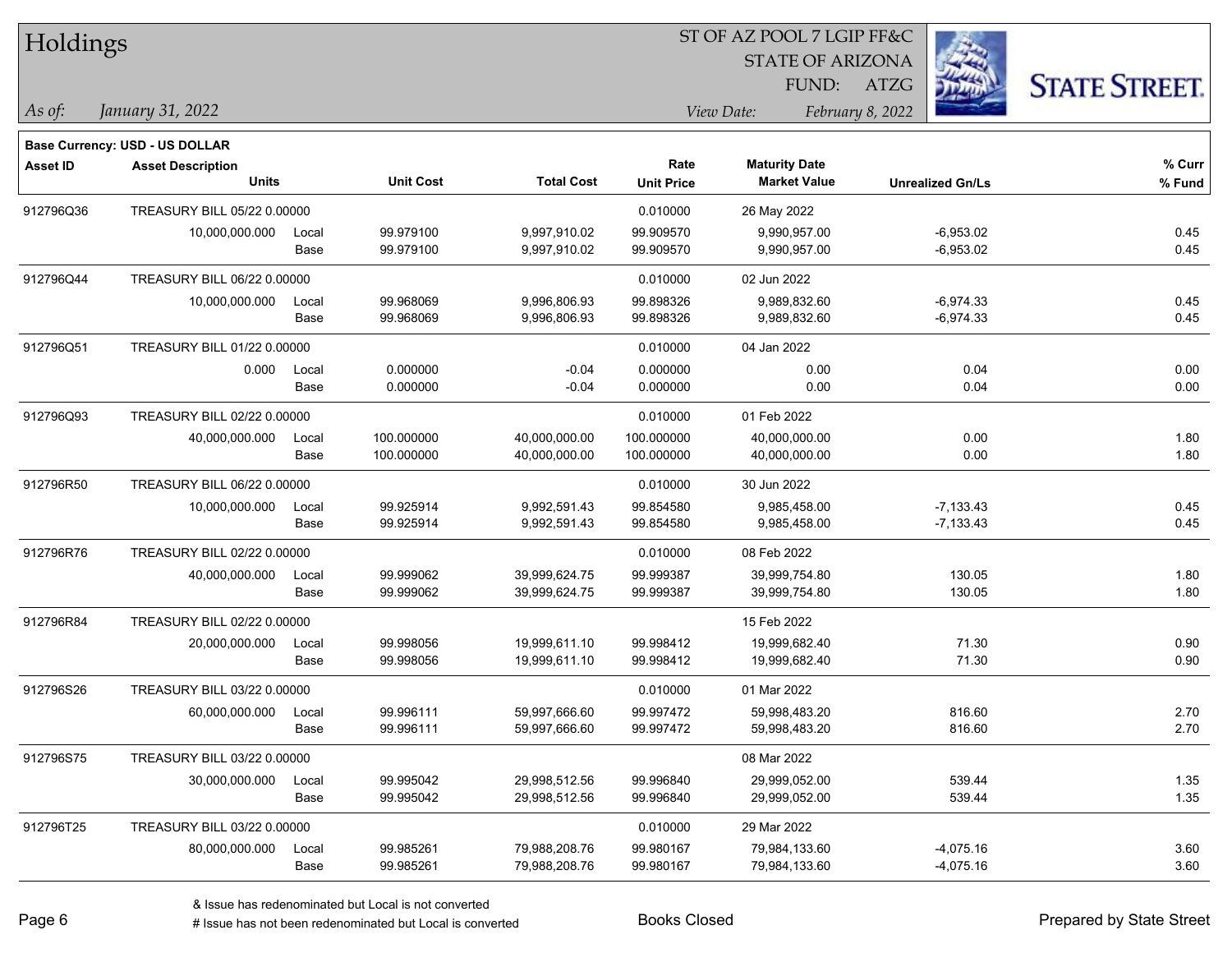# Holdings

ST OF AZ POOL 7 LGIP FF&C
STATE OF ARIZONA
FUND: ATZG

*As of:* *January 31, 2022*

*View Date:* *February 8, 2022*

**Base Currency: USD - US DOLLAR**

| Asset ID | Asset Description / Units | | Unit Cost | Total Cost | Rate / Unit Price | Maturity Date / Market Value | Unrealized Gn/Ls | % Curr / % Fund |
|---|---|---|---|---|---|---|---|---|
| 912796Q36 | TREASURY BILL 05/22 0.00000 | | | | 0.010000 | 26 May 2022 | | |
| | 10,000,000.000 | Local | 99.979100 | 9,997,910.02 | 99.909570 | 9,990,957.00 | -6,953.02 | 0.45 |
| | | Base | 99.979100 | 9,997,910.02 | 99.909570 | 9,990,957.00 | -6,953.02 | 0.45 |
| 912796Q44 | TREASURY BILL 06/22 0.00000 | | | | 0.010000 | 02 Jun 2022 | | |
| | 10,000,000.000 | Local | 99.968069 | 9,996,806.93 | 99.898326 | 9,989,832.60 | -6,974.33 | 0.45 |
| | | Base | 99.968069 | 9,996,806.93 | 99.898326 | 9,989,832.60 | -6,974.33 | 0.45 |
| 912796Q51 | TREASURY BILL 01/22 0.00000 | | | | 0.010000 | 04 Jan 2022 | | |
| | 0.000 | Local | 0.000000 | -0.04 | 0.000000 | 0.00 | 0.04 | 0.00 |
| | | Base | 0.000000 | -0.04 | 0.000000 | 0.00 | 0.04 | 0.00 |
| 912796Q93 | TREASURY BILL 02/22 0.00000 | | | | 0.010000 | 01 Feb 2022 | | |
| | 40,000,000.000 | Local | 100.000000 | 40,000,000.00 | 100.000000 | 40,000,000.00 | 0.00 | 1.80 |
| | | Base | 100.000000 | 40,000,000.00 | 100.000000 | 40,000,000.00 | 0.00 | 1.80 |
| 912796R50 | TREASURY BILL 06/22 0.00000 | | | | 0.010000 | 30 Jun 2022 | | |
| | 10,000,000.000 | Local | 99.925914 | 9,992,591.43 | 99.854580 | 9,985,458.00 | -7,133.43 | 0.45 |
| | | Base | 99.925914 | 9,992,591.43 | 99.854580 | 9,985,458.00 | -7,133.43 | 0.45 |
| 912796R76 | TREASURY BILL 02/22 0.00000 | | | | 0.010000 | 08 Feb 2022 | | |
| | 40,000,000.000 | Local | 99.999062 | 39,999,624.75 | 99.999387 | 39,999,754.80 | 130.05 | 1.80 |
| | | Base | 99.999062 | 39,999,624.75 | 99.999387 | 39,999,754.80 | 130.05 | 1.80 |
| 912796R84 | TREASURY BILL 02/22 0.00000 | | | | | 15 Feb 2022 | | |
| | 20,000,000.000 | Local | 99.998056 | 19,999,611.10 | 99.998412 | 19,999,682.40 | 71.30 | 0.90 |
| | | Base | 99.998056 | 19,999,611.10 | 99.998412 | 19,999,682.40 | 71.30 | 0.90 |
| 912796S26 | TREASURY BILL 03/22 0.00000 | | | | 0.010000 | 01 Mar 2022 | | |
| | 60,000,000.000 | Local | 99.996111 | 59,997,666.60 | 99.997472 | 59,998,483.20 | 816.60 | 2.70 |
| | | Base | 99.996111 | 59,997,666.60 | 99.997472 | 59,998,483.20 | 816.60 | 2.70 |
| 912796S75 | TREASURY BILL 03/22 0.00000 | | | | | 08 Mar 2022 | | |
| | 30,000,000.000 | Local | 99.995042 | 29,998,512.56 | 99.996840 | 29,999,052.00 | 539.44 | 1.35 |
| | | Base | 99.995042 | 29,998,512.56 | 99.996840 | 29,999,052.00 | 539.44 | 1.35 |
| 912796T25 | TREASURY BILL 03/22 0.00000 | | | | 0.010000 | 29 Mar 2022 | | |
| | 80,000,000.000 | Local | 99.985261 | 79,988,208.76 | 99.980167 | 79,984,133.60 | -4,075.16 | 3.60 |
| | | Base | 99.985261 | 79,988,208.76 | 99.980167 | 79,984,133.60 | -4,075.16 | 3.60 |

& Issue has redenominated but Local is not converted
# Issue has not been redenominated but Local is converted

Books Closed

Prepared by State Street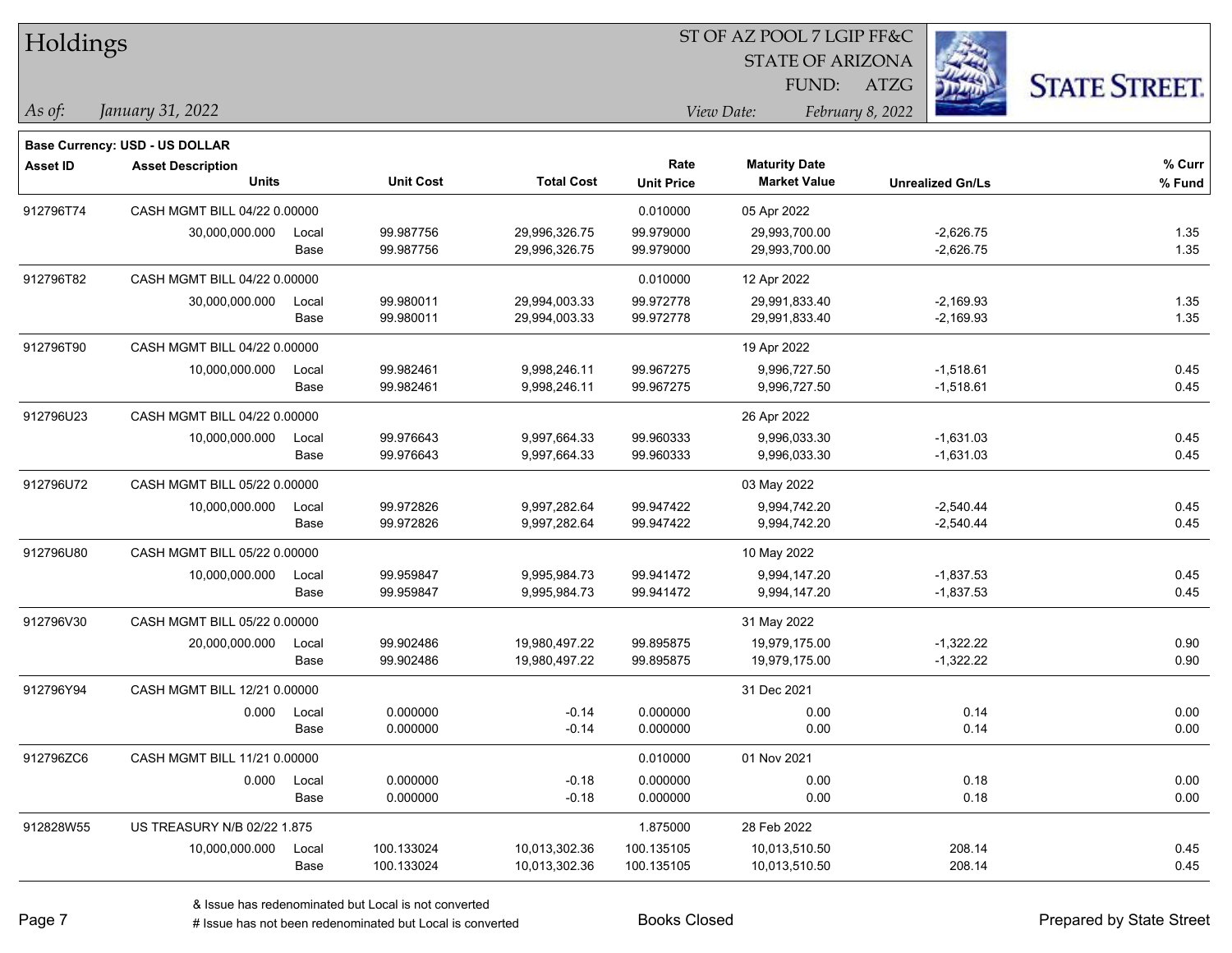# Holdings

ST OF AZ POOL 7 LGIP FF&C
STATE OF ARIZONA
FUND: ATZG

*As of:* *January 31, 2022*

*View Date:* *February 8, 2022*

**Base Currency: USD - US DOLLAR**

| Asset ID | Asset Description / Units | | Unit Cost | Total Cost | Rate / Unit Price | Maturity Date / Market Value | Unrealized Gn/Ls | % Curr / % Fund |
|---|---|---|---|---|---|---|---|---|
| 912796T74 | CASH MGMT BILL 04/22 0.00000 | | | | 0.010000 | 05 Apr 2022 | | |
| | 30,000,000.000 | Local | 99.987756 | 29,996,326.75 | 99.979000 | 29,993,700.00 | -2,626.75 | 1.35 |
| | | Base | 99.987756 | 29,996,326.75 | 99.979000 | 29,993,700.00 | -2,626.75 | 1.35 |
| 912796T82 | CASH MGMT BILL 04/22 0.00000 | | | | 0.010000 | 12 Apr 2022 | | |
| | 30,000,000.000 | Local | 99.980011 | 29,994,003.33 | 99.972778 | 29,991,833.40 | -2,169.93 | 1.35 |
| | | Base | 99.980011 | 29,994,003.33 | 99.972778 | 29,991,833.40 | -2,169.93 | 1.35 |
| 912796T90 | CASH MGMT BILL 04/22 0.00000 | | | | | 19 Apr 2022 | | |
| | 10,000,000.000 | Local | 99.982461 | 9,998,246.11 | 99.967275 | 9,996,727.50 | -1,518.61 | 0.45 |
| | | Base | 99.982461 | 9,998,246.11 | 99.967275 | 9,996,727.50 | -1,518.61 | 0.45 |
| 912796U23 | CASH MGMT BILL 04/22 0.00000 | | | | | 26 Apr 2022 | | |
| | 10,000,000.000 | Local | 99.976643 | 9,997,664.33 | 99.960333 | 9,996,033.30 | -1,631.03 | 0.45 |
| | | Base | 99.976643 | 9,997,664.33 | 99.960333 | 9,996,033.30 | -1,631.03 | 0.45 |
| 912796U72 | CASH MGMT BILL 05/22 0.00000 | | | | | 03 May 2022 | | |
| | 10,000,000.000 | Local | 99.972826 | 9,997,282.64 | 99.947422 | 9,994,742.20 | -2,540.44 | 0.45 |
| | | Base | 99.972826 | 9,997,282.64 | 99.947422 | 9,994,742.20 | -2,540.44 | 0.45 |
| 912796U80 | CASH MGMT BILL 05/22 0.00000 | | | | | 10 May 2022 | | |
| | 10,000,000.000 | Local | 99.959847 | 9,995,984.73 | 99.941472 | 9,994,147.20 | -1,837.53 | 0.45 |
| | | Base | 99.959847 | 9,995,984.73 | 99.941472 | 9,994,147.20 | -1,837.53 | 0.45 |
| 912796V30 | CASH MGMT BILL 05/22 0.00000 | | | | | 31 May 2022 | | |
| | 20,000,000.000 | Local | 99.902486 | 19,980,497.22 | 99.895875 | 19,979,175.00 | -1,322.22 | 0.90 |
| | | Base | 99.902486 | 19,980,497.22 | 99.895875 | 19,979,175.00 | -1,322.22 | 0.90 |
| 912796Y94 | CASH MGMT BILL 12/21 0.00000 | | | | | 31 Dec 2021 | | |
| | 0.000 | Local | 0.000000 | -0.14 | 0.000000 | 0.00 | 0.14 | 0.00 |
| | | Base | 0.000000 | -0.14 | 0.000000 | 0.00 | 0.14 | 0.00 |
| 912796ZC6 | CASH MGMT BILL 11/21 0.00000 | | | | 0.010000 | 01 Nov 2021 | | |
| | 0.000 | Local | 0.000000 | -0.18 | 0.000000 | 0.00 | 0.18 | 0.00 |
| | | Base | 0.000000 | -0.18 | 0.000000 | 0.00 | 0.18 | 0.00 |
| 912828W55 | US TREASURY N/B 02/22 1.875 | | | | 1.875000 | 28 Feb 2022 | | |
| | 10,000,000.000 | Local | 100.133024 | 10,013,302.36 | 100.135105 | 10,013,510.50 | 208.14 | 0.45 |
| | | Base | 100.133024 | 10,013,302.36 | 100.135105 | 10,013,510.50 | 208.14 | 0.45 |

& Issue has redenominated but Local is not converted
# Issue has not been redenominated but Local is converted

Books Closed

Prepared by State Street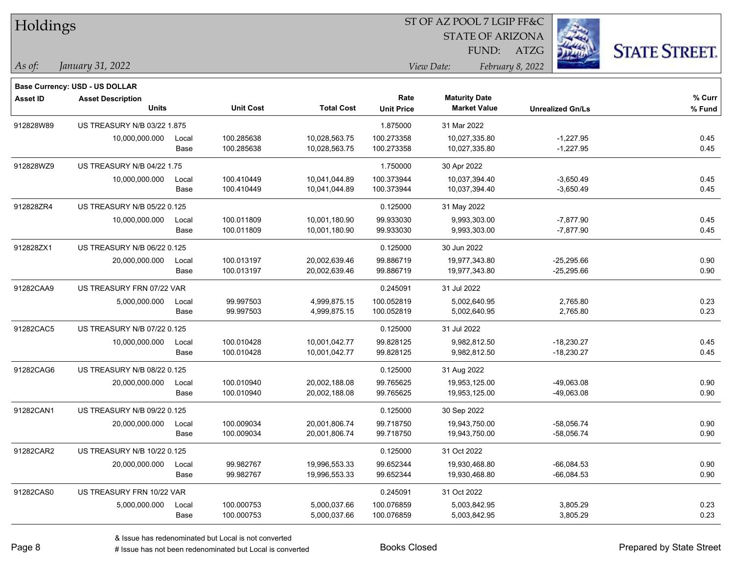# Holdings

ST OF AZ POOL 7 LGIP FF&C
STATE OF ARIZONA
FUND: ATZG

*As of:* *January 31, 2022*
*View Date:* *February 8, 2022*

**Base Currency: USD - US DOLLAR**

| Asset ID | Asset Description / Units | | Unit Cost | Total Cost | Rate / Unit Price | Maturity Date / Market Value | Unrealized Gn/Ls | % Curr / % Fund |
|---|---|---|---|---|---|---|---|---|
| 912828W89 | US TREASURY N/B 03/22 1.875 | | | | 1.875000 | 31 Mar 2022 | | |
| | 10,000,000.000 | Local | 100.285638 | 10,028,563.75 | 100.273358 | 10,027,335.80 | -1,227.95 | 0.45 |
| | | Base | 100.285638 | 10,028,563.75 | 100.273358 | 10,027,335.80 | -1,227.95 | 0.45 |
| 912828WZ9 | US TREASURY N/B 04/22 1.75 | | | | 1.750000 | 30 Apr 2022 | | |
| | 10,000,000.000 | Local | 100.410449 | 10,041,044.89 | 100.373944 | 10,037,394.40 | -3,650.49 | 0.45 |
| | | Base | 100.410449 | 10,041,044.89 | 100.373944 | 10,037,394.40 | -3,650.49 | 0.45 |
| 912828ZR4 | US TREASURY N/B 05/22 0.125 | | | | 0.125000 | 31 May 2022 | | |
| | 10,000,000.000 | Local | 100.011809 | 10,001,180.90 | 99.933030 | 9,993,303.00 | -7,877.90 | 0.45 |
| | | Base | 100.011809 | 10,001,180.90 | 99.933030 | 9,993,303.00 | -7,877.90 | 0.45 |
| 912828ZX1 | US TREASURY N/B 06/22 0.125 | | | | 0.125000 | 30 Jun 2022 | | |
| | 20,000,000.000 | Local | 100.013197 | 20,002,639.46 | 99.886719 | 19,977,343.80 | -25,295.66 | 0.90 |
| | | Base | 100.013197 | 20,002,639.46 | 99.886719 | 19,977,343.80 | -25,295.66 | 0.90 |
| 91282CAA9 | US TREASURY FRN 07/22 VAR | | | | 0.245091 | 31 Jul 2022 | | |
| | 5,000,000.000 | Local | 99.997503 | 4,999,875.15 | 100.052819 | 5,002,640.95 | 2,765.80 | 0.23 |
| | | Base | 99.997503 | 4,999,875.15 | 100.052819 | 5,002,640.95 | 2,765.80 | 0.23 |
| 91282CAC5 | US TREASURY N/B 07/22 0.125 | | | | 0.125000 | 31 Jul 2022 | | |
| | 10,000,000.000 | Local | 100.010428 | 10,001,042.77 | 99.828125 | 9,982,812.50 | -18,230.27 | 0.45 |
| | | Base | 100.010428 | 10,001,042.77 | 99.828125 | 9,982,812.50 | -18,230.27 | 0.45 |
| 91282CAG6 | US TREASURY N/B 08/22 0.125 | | | | 0.125000 | 31 Aug 2022 | | |
| | 20,000,000.000 | Local | 100.010940 | 20,002,188.08 | 99.765625 | 19,953,125.00 | -49,063.08 | 0.90 |
| | | Base | 100.010940 | 20,002,188.08 | 99.765625 | 19,953,125.00 | -49,063.08 | 0.90 |
| 91282CAN1 | US TREASURY N/B 09/22 0.125 | | | | 0.125000 | 30 Sep 2022 | | |
| | 20,000,000.000 | Local | 100.009034 | 20,001,806.74 | 99.718750 | 19,943,750.00 | -58,056.74 | 0.90 |
| | | Base | 100.009034 | 20,001,806.74 | 99.718750 | 19,943,750.00 | -58,056.74 | 0.90 |
| 91282CAR2 | US TREASURY N/B 10/22 0.125 | | | | 0.125000 | 31 Oct 2022 | | |
| | 20,000,000.000 | Local | 99.982767 | 19,996,553.33 | 99.652344 | 19,930,468.80 | -66,084.53 | 0.90 |
| | | Base | 99.982767 | 19,996,553.33 | 99.652344 | 19,930,468.80 | -66,084.53 | 0.90 |
| 91282CAS0 | US TREASURY FRN 10/22 VAR | | | | 0.245091 | 31 Oct 2022 | | |
| | 5,000,000.000 | Local | 100.000753 | 5,000,037.66 | 100.076859 | 5,003,842.95 | 3,805.29 | 0.23 |
| | | Base | 100.000753 | 5,000,037.66 | 100.076859 | 5,003,842.95 | 3,805.29 | 0.23 |

& Issue has redenominated but Local is not converted
# Issue has not been redenominated but Local is converted

Books Closed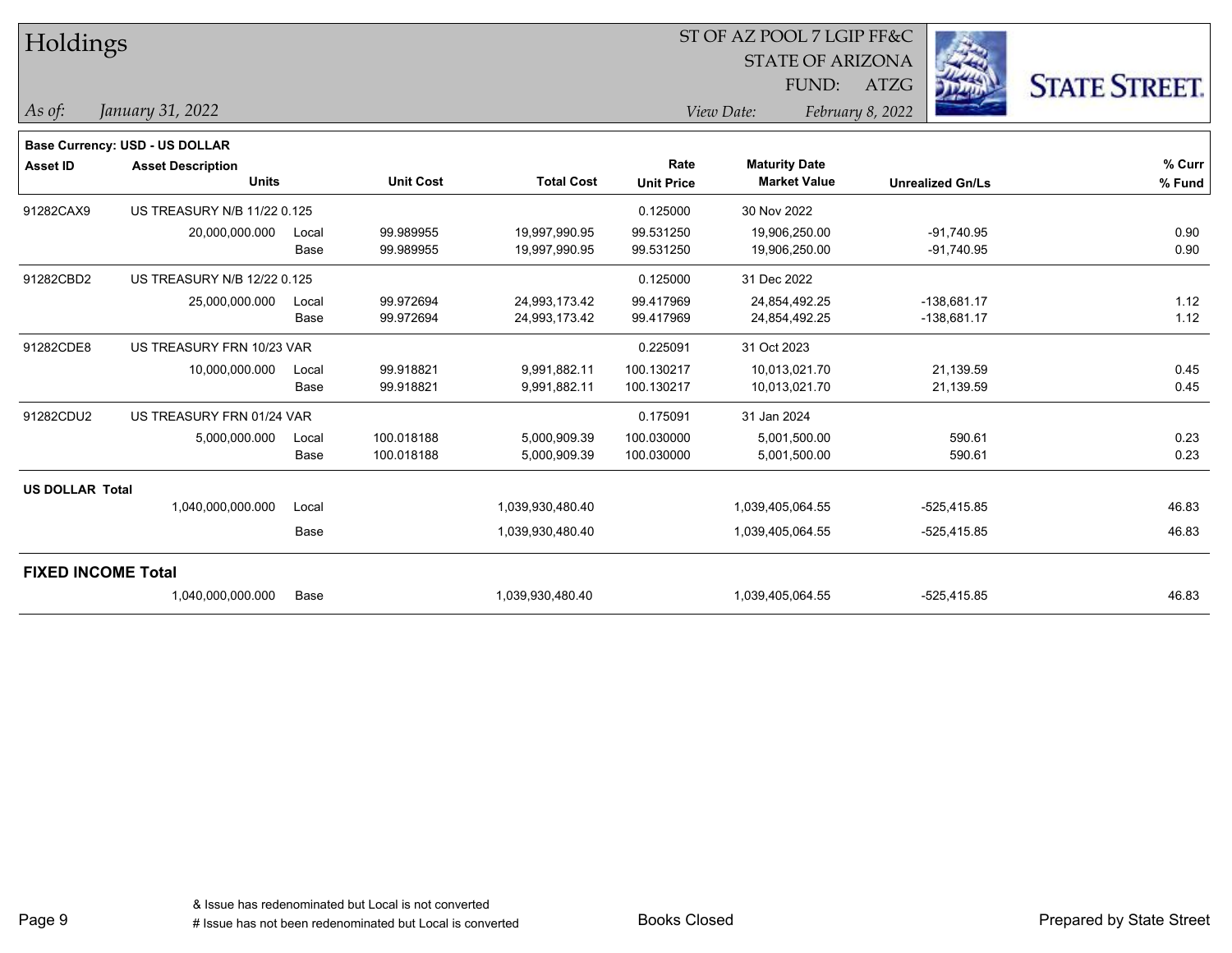# Holdings

ST OF AZ POOL 7 LGIP FF&C
STATE OF ARIZONA
FUND: ATZG

*As of:* *January 31, 2022*

*View Date:* *February 8, 2022*

**Base Currency: USD - US DOLLAR**

| Asset ID | Asset Description / Units | | Unit Cost | Total Cost | Rate / Unit Price | Maturity Date / Market Value | Unrealized Gn/Ls | % Curr / % Fund |
|---|---|---|---|---|---|---|---|---|
| 91282CAX9 | US TREASURY N/B 11/22 0.125 | | | | 0.125000 | 30 Nov 2022 | | |
| | 20,000,000.000 | Local | 99.989955 | 19,997,990.95 | 99.531250 | 19,906,250.00 | -91,740.95 | 0.90 |
| | | Base | 99.989955 | 19,997,990.95 | 99.531250 | 19,906,250.00 | -91,740.95 | 0.90 |
| 91282CBD2 | US TREASURY N/B 12/22 0.125 | | | | 0.125000 | 31 Dec 2022 | | |
| | 25,000,000.000 | Local | 99.972694 | 24,993,173.42 | 99.417969 | 24,854,492.25 | -138,681.17 | 1.12 |
| | | Base | 99.972694 | 24,993,173.42 | 99.417969 | 24,854,492.25 | -138,681.17 | 1.12 |
| 91282CDE8 | US TREASURY FRN 10/23 VAR | | | | 0.225091 | 31 Oct 2023 | | |
| | 10,000,000.000 | Local | 99.918821 | 9,991,882.11 | 100.130217 | 10,013,021.70 | 21,139.59 | 0.45 |
| | | Base | 99.918821 | 9,991,882.11 | 100.130217 | 10,013,021.70 | 21,139.59 | 0.45 |
| 91282CDU2 | US TREASURY FRN 01/24 VAR | | | | 0.175091 | 31 Jan 2024 | | |
| | 5,000,000.000 | Local | 100.018188 | 5,000,909.39 | 100.030000 | 5,001,500.00 | 590.61 | 0.23 |
| | | Base | 100.018188 | 5,000,909.39 | 100.030000 | 5,001,500.00 | 590.61 | 0.23 |
| **US DOLLAR Total** | | | | | | | | |
| | 1,040,000,000.000 | Local | | 1,039,930,480.40 | | 1,039,405,064.55 | -525,415.85 | 46.83 |
| | | Base | | 1,039,930,480.40 | | 1,039,405,064.55 | -525,415.85 | 46.83 |
| **FIXED INCOME Total** | | | | | | | | |
| | 1,040,000,000.000 | Base | | 1,039,930,480.40 | | 1,039,405,064.55 | -525,415.85 | 46.83 |

& Issue has redenominated but Local is not converted
# Issue has not been redenominated but Local is converted

Books Closed

Prepared by State Street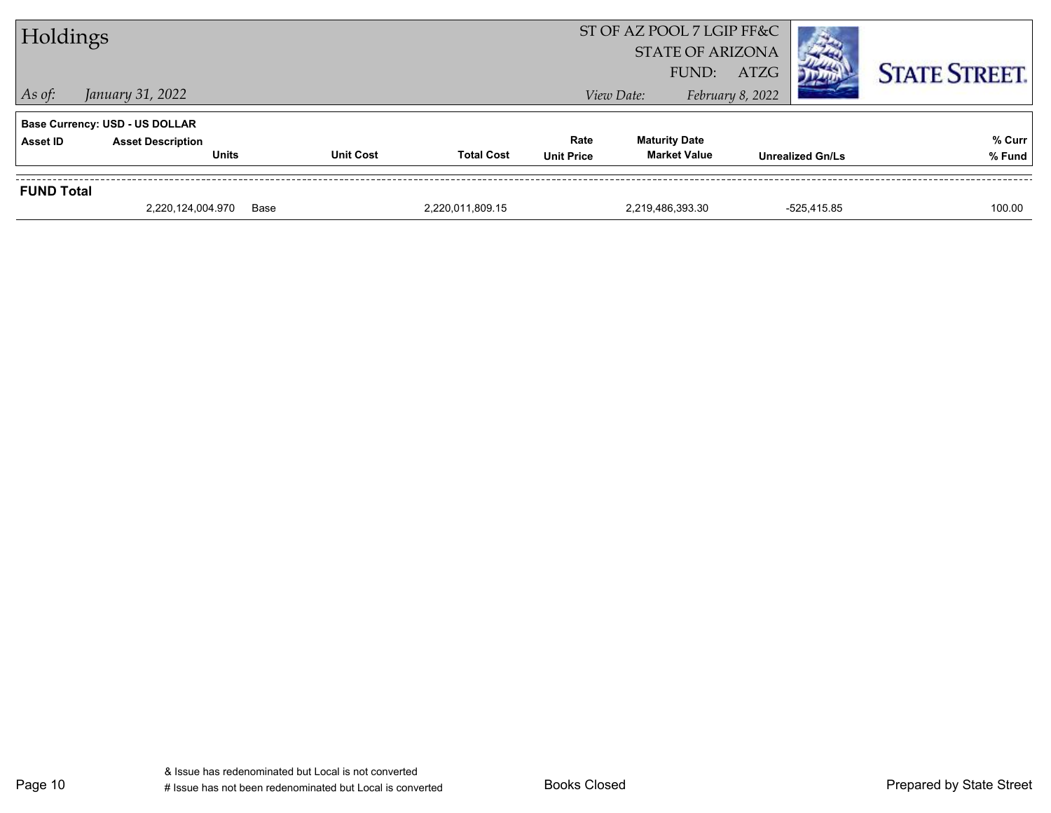# Holdings

ST OF AZ POOL 7 LGIP FF&C
STATE OF ARIZONA
FUND: ATZG

*As of:* *January 31, 2022*

*View Date:* *February 8, 2022*

**Base Currency: USD - US DOLLAR**

| Asset ID | Asset Description / Units | | Unit Cost | Total Cost | Rate / Unit Price | Maturity Date / Market Value | Unrealized Gn/Ls | % Curr / % Fund |
|---|---|---|---|---|---|---|---|---|
| **FUND Total** | | | | | | | | |
| | 2,220,124,004.970 | Base | | 2,220,011,809.15 | | 2,219,486,393.30 | -525,415.85 | 100.00 |

& Issue has redenominated but Local is not converted
# Issue has not been redenominated but Local is converted

Books Closed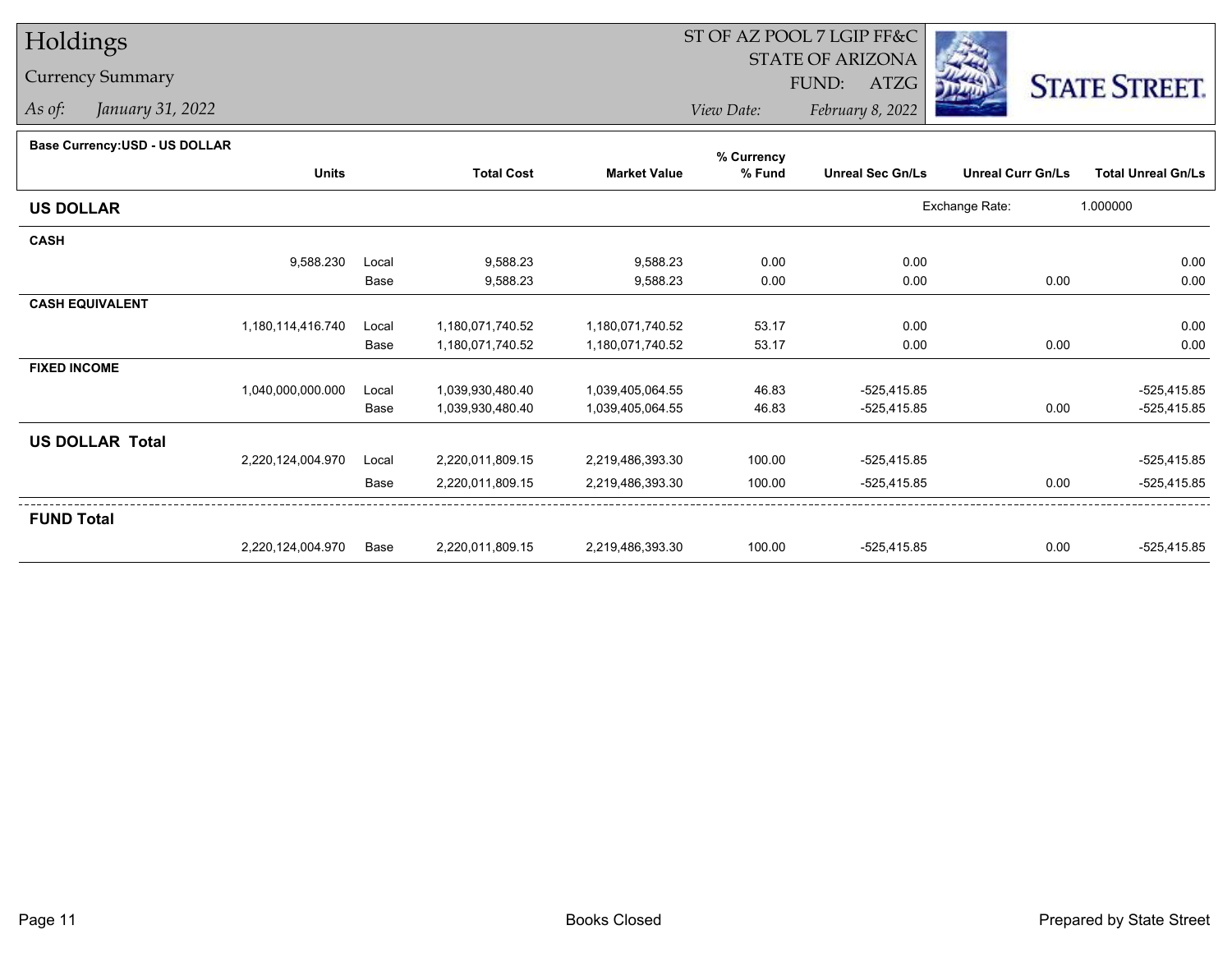# Holdings

## Currency Summary

*As of:* *January 31, 2022*

ST OF AZ POOL 7 LGIP FF&C
STATE OF ARIZONA
FUND: ATZG
*View Date:* *February 8, 2022*

STATE STREET.

**Base Currency:USD - US DOLLAR**

| | Units | | Total Cost | Market Value | % Currency % Fund | Unreal Sec Gn/Ls | Unreal Curr Gn/Ls | Total Unreal Gn/Ls |
|---|---|---|---|---|---|---|---|---|
| **US DOLLAR** | | | | | | Exchange Rate: | 1.000000 | |
| **CASH** | | | | | | | | |
| | 9,588.230 | Local | 9,588.23 | 9,588.23 | 0.00 | 0.00 | | 0.00 |
| | | Base | 9,588.23 | 9,588.23 | 0.00 | 0.00 | 0.00 | 0.00 |
| **CASH EQUIVALENT** | | | | | | | | |
| | 1,180,114,416.740 | Local | 1,180,071,740.52 | 1,180,071,740.52 | 53.17 | 0.00 | | 0.00 |
| | | Base | 1,180,071,740.52 | 1,180,071,740.52 | 53.17 | 0.00 | 0.00 | 0.00 |
| **FIXED INCOME** | | | | | | | | |
| | 1,040,000,000.000 | Local | 1,039,930,480.40 | 1,039,405,064.55 | 46.83 | -525,415.85 | | -525,415.85 |
| | | Base | 1,039,930,480.40 | 1,039,405,064.55 | 46.83 | -525,415.85 | 0.00 | -525,415.85 |
| **US DOLLAR Total** | | | | | | | | |
| | 2,220,124,004.970 | Local | 2,220,011,809.15 | 2,219,486,393.30 | 100.00 | -525,415.85 | | -525,415.85 |
| | | Base | 2,220,011,809.15 | 2,219,486,393.30 | 100.00 | -525,415.85 | 0.00 | -525,415.85 |
| **FUND Total** | | | | | | | | |
| | 2,220,124,004.970 | Base | 2,220,011,809.15 | 2,219,486,393.30 | 100.00 | -525,415.85 | 0.00 | -525,415.85 |

Books Closed

Prepared by State Street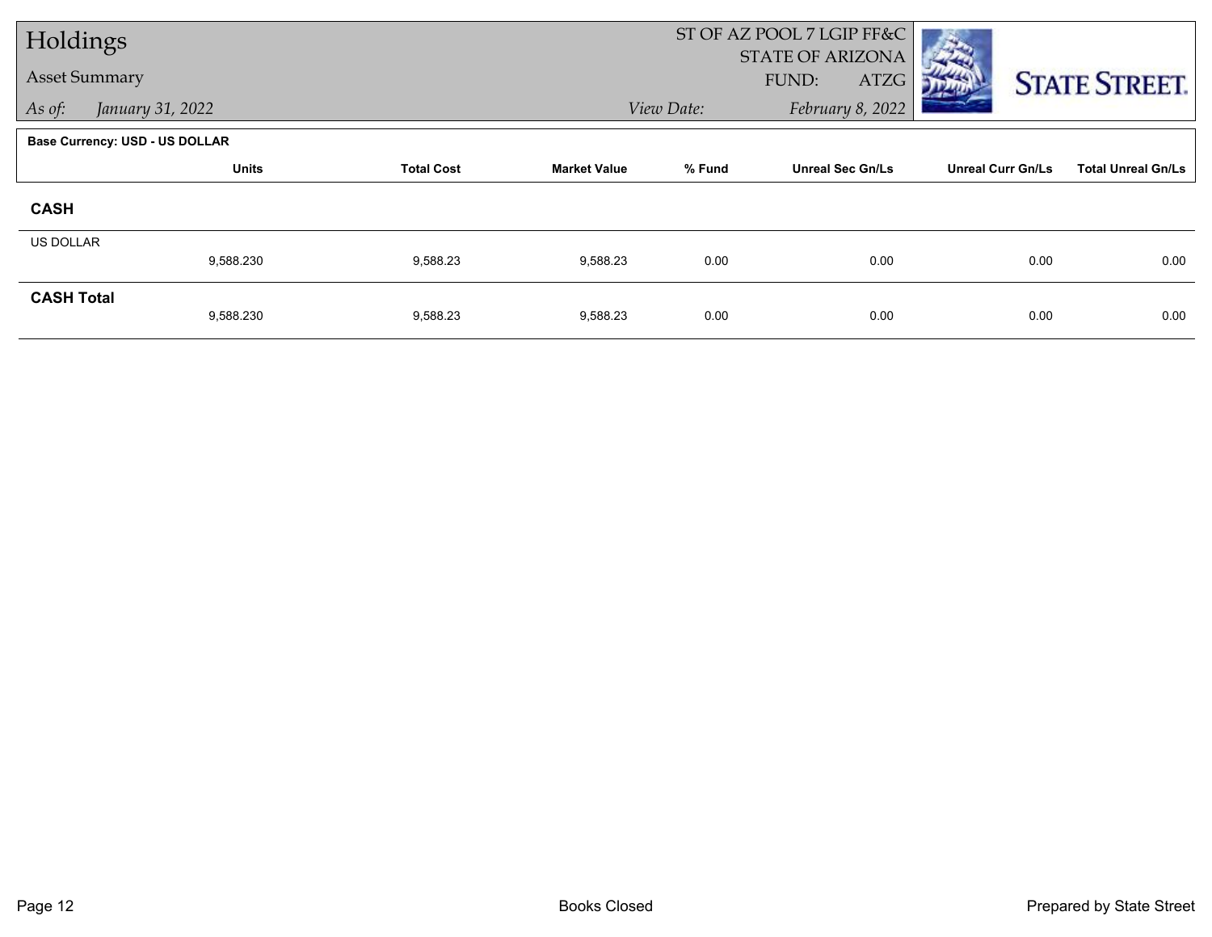# Holdings

Asset Summary

*As of:* *January 31, 2022*

ST OF AZ POOL 7 LGIP FF&C
STATE OF ARIZONA
FUND: ATZG

*View Date:* *February 8, 2022*

**Base Currency: USD - US DOLLAR**

| | Units | Total Cost | Market Value | % Fund | Unreal Sec Gn/Ls | Unreal Curr Gn/Ls | Total Unreal Gn/Ls |
|---|---|---|---|---|---|---|---|
| **CASH** | | | | | | | |
| US DOLLAR | 9,588.230 | 9,588.23 | 9,588.23 | 0.00 | 0.00 | 0.00 | 0.00 |
| **CASH Total** | 9,588.230 | 9,588.23 | 9,588.23 | 0.00 | 0.00 | 0.00 | 0.00 |

Books Closed

Prepared by State Street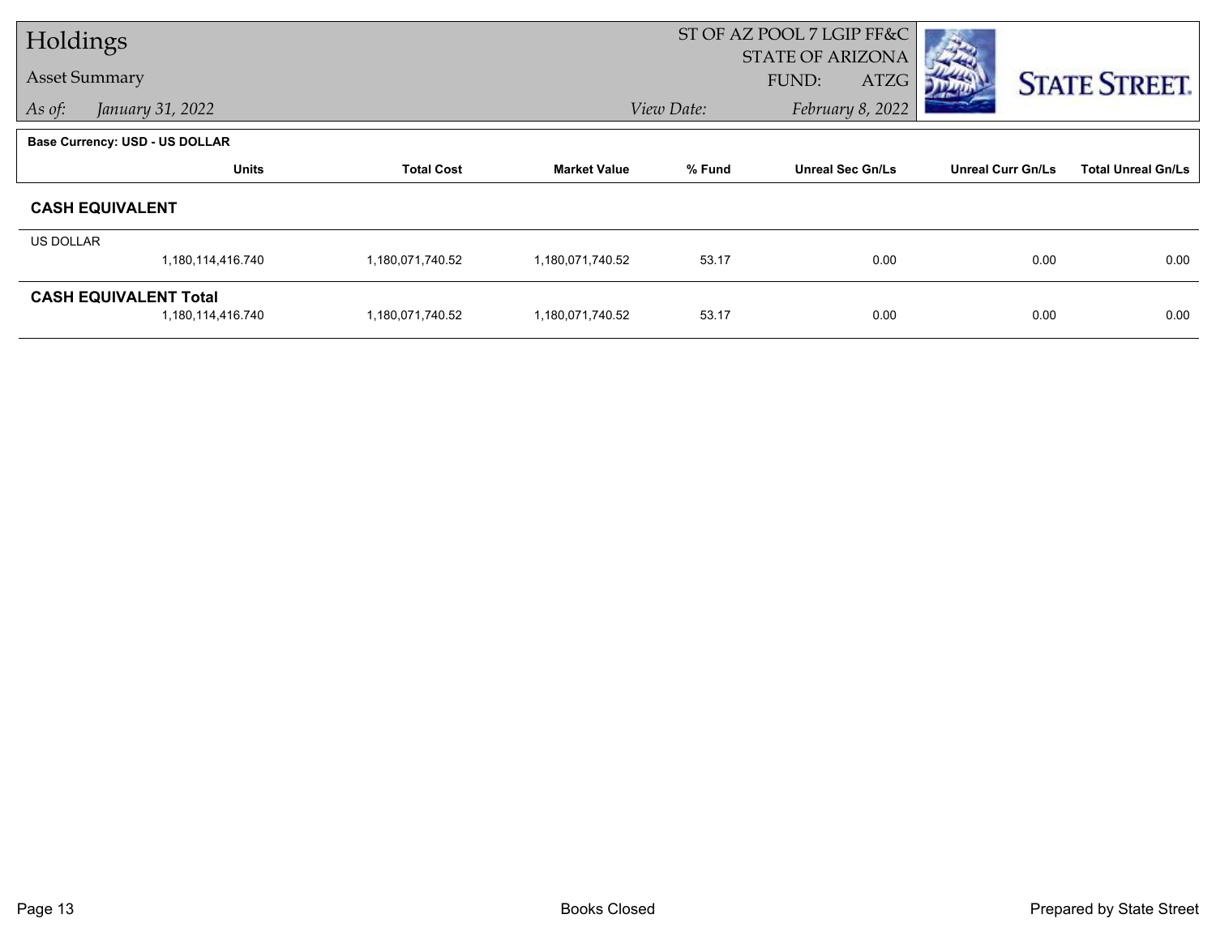# Holdings

## Asset Summary

*As of:* *January 31, 2022*

ST OF AZ POOL 7 LGIP FF&C
STATE OF ARIZONA
FUND: ATZG

*View Date:* *February 8, 2022*

STATE STREET.

**Base Currency: USD - US DOLLAR**

| | Units | Total Cost | Market Value | % Fund | Unreal Sec Gn/Ls | Unreal Curr Gn/Ls | Total Unreal Gn/Ls |
|---|---|---|---|---|---|---|---|
| **CASH EQUIVALENT** | | | | | | | |
| US DOLLAR | 1,180,114,416.740 | 1,180,071,740.52 | 1,180,071,740.52 | 53.17 | 0.00 | 0.00 | 0.00 |
| **CASH EQUIVALENT Total** | 1,180,114,416.740 | 1,180,071,740.52 | 1,180,071,740.52 | 53.17 | 0.00 | 0.00 | 0.00 |

Books Closed

Prepared by State Street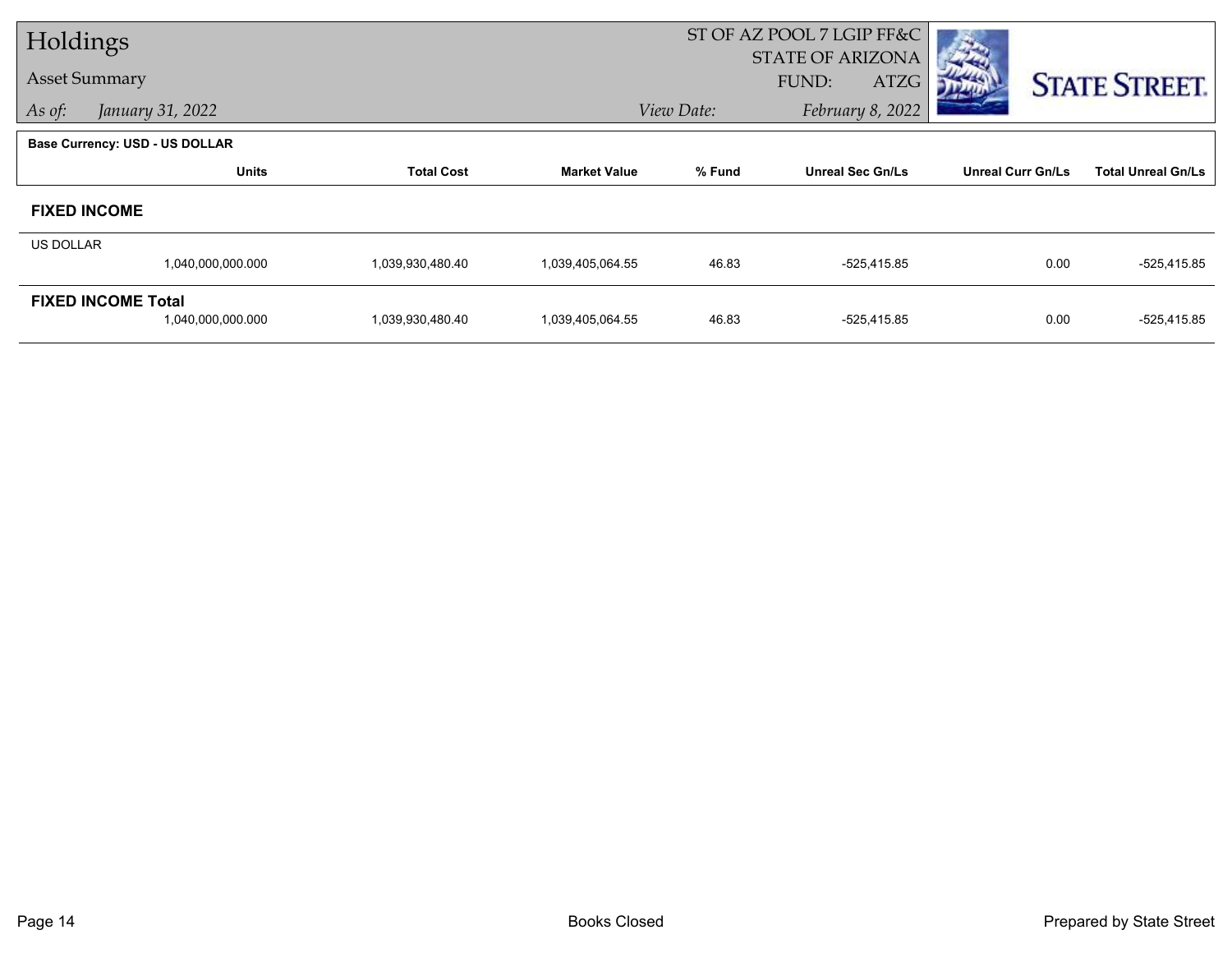# Holdings

## Asset Summary

*As of: January 31, 2022*

ST OF AZ POOL 7 LGIP FF&C
STATE OF ARIZONA
FUND: ATZG

*View Date: February 8, 2022*

STATE STREET.

**Base Currency: USD - US DOLLAR**

| | Units | Total Cost | Market Value | % Fund | Unreal Sec Gn/Ls | Unreal Curr Gn/Ls | Total Unreal Gn/Ls |
|---|---|---|---|---|---|---|---|
| **FIXED INCOME** | | | | | | | |
| US DOLLAR | 1,040,000,000.000 | 1,039,930,480.40 | 1,039,405,064.55 | 46.83 | -525,415.85 | 0.00 | -525,415.85 |
| **FIXED INCOME Total** | 1,040,000,000.000 | 1,039,930,480.40 | 1,039,405,064.55 | 46.83 | -525,415.85 | 0.00 | -525,415.85 |

Books Closed

Prepared by State Street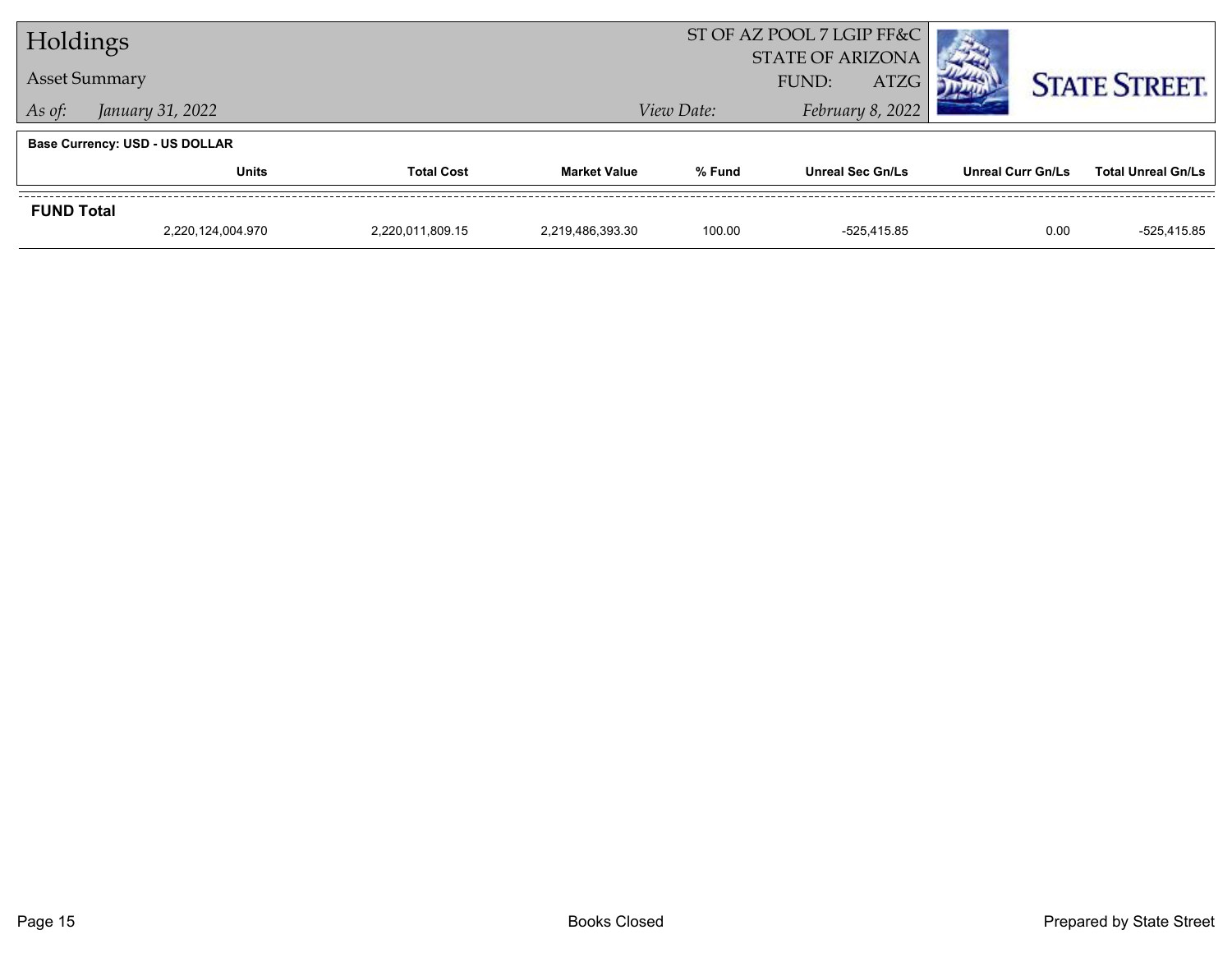# Holdings

**Asset Summary**

*As of:* *January 31, 2022*

ST OF AZ POOL 7 LGIP FF&C
STATE OF ARIZONA
FUND: ATZG

*View Date:* *February 8, 2022*

**Base Currency: USD - US DOLLAR**

| | Units | Total Cost | Market Value | % Fund | Unreal Sec Gn/Ls | Unreal Curr Gn/Ls | Total Unreal Gn/Ls |
|---|---|---|---|---|---|---|---|
| **FUND Total** | 2,220,124,004.970 | 2,220,011,809.15 | 2,219,486,393.30 | 100.00 | -525,415.85 | 0.00 | -525,415.85 |

Books Closed

Prepared by State Street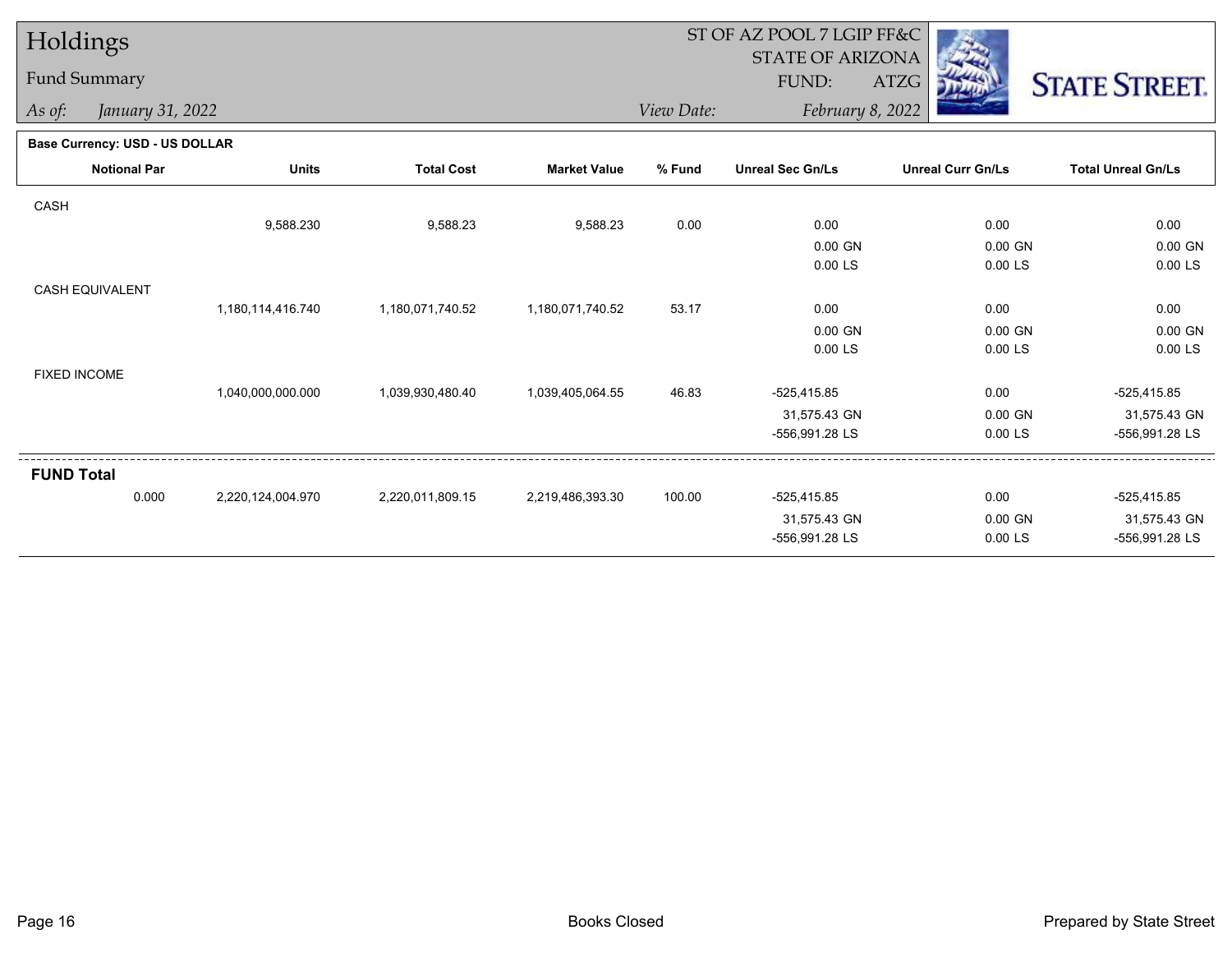# Holdings

Fund Summary

*As of:* *January 31, 2022*

ST OF AZ POOL 7 LGIP FF&C
STATE OF ARIZONA
FUND: ATZG

*View Date:* *February 8, 2022*

STATE STREET.

**Base Currency: USD - US DOLLAR**

| Notional Par | Units | Total Cost | Market Value | % Fund | Unreal Sec Gn/Ls | Unreal Curr Gn/Ls | Total Unreal Gn/Ls |
|---|---|---|---|---|---|---|---|
| CASH | | | | | | | |
| | 9,588.230 | 9,588.23 | 9,588.23 | 0.00 | 0.00 | 0.00 | 0.00 |
| | | | | | 0.00 GN | 0.00 GN | 0.00 GN |
| | | | | | 0.00 LS | 0.00 LS | 0.00 LS |
| CASH EQUIVALENT | | | | | | | |
| | 1,180,114,416.740 | 1,180,071,740.52 | 1,180,071,740.52 | 53.17 | 0.00 | 0.00 | 0.00 |
| | | | | | 0.00 GN | 0.00 GN | 0.00 GN |
| | | | | | 0.00 LS | 0.00 LS | 0.00 LS |
| FIXED INCOME | | | | | | | |
| | 1,040,000,000.000 | 1,039,930,480.40 | 1,039,405,064.55 | 46.83 | -525,415.85 | 0.00 | -525,415.85 |
| | | | | | 31,575.43 GN | 0.00 GN | 31,575.43 GN |
| | | | | | -556,991.28 LS | 0.00 LS | -556,991.28 LS |
| **FUND Total** | | | | | | | |
| 0.000 | 2,220,124,004.970 | 2,220,011,809.15 | 2,219,486,393.30 | 100.00 | -525,415.85 | 0.00 | -525,415.85 |
| | | | | | 31,575.43 GN | 0.00 GN | 31,575.43 GN |
| | | | | | -556,991.28 LS | 0.00 LS | -556,991.28 LS |

Books Closed

Prepared by State Street